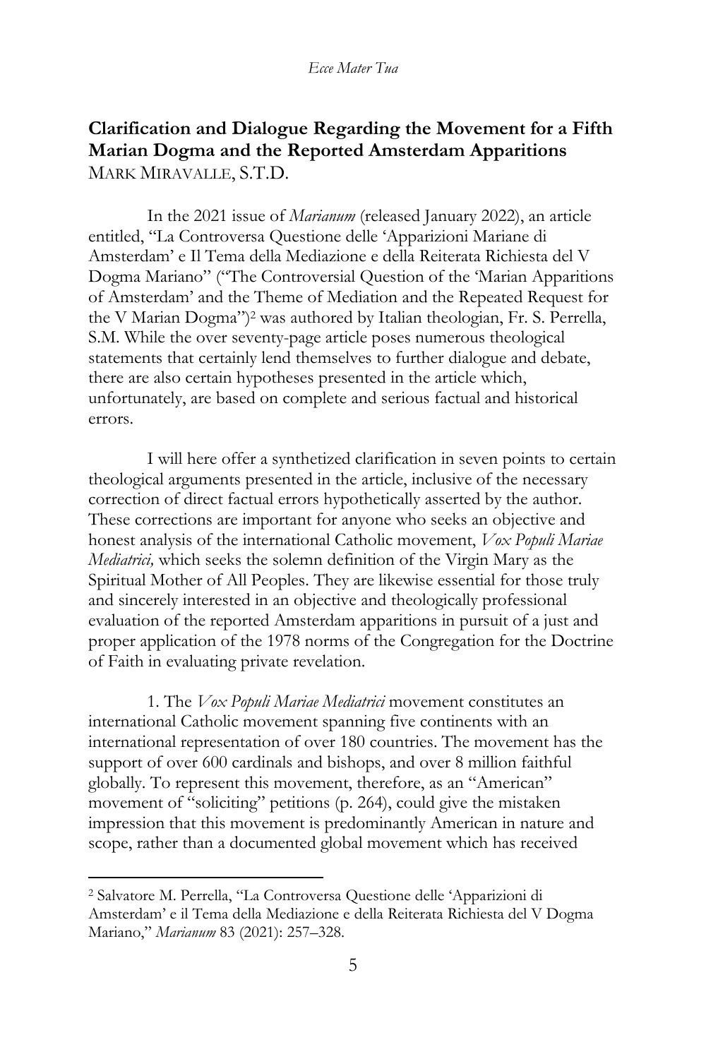## Clarification and Dialogue Regarding the Movement for a Fifth Marian Dogma and the Reported Amsterdam Apparitions

MARK MIRAVALLE, S.T.D.

In the 2021 issue of *Marianum* (released January 2022), an article entitled, "La Controversa Questione delle 'Apparizioni Mariane di Amsterdam' e Il Tema della Mediazione e della Reiterata Richiesta del V Dogma Mariano" ("The Controversial Question of the 'Marian Apparitions of Amsterdam' and the Theme of Mediation and the Repeated Request for the V Marian Dogma")[2] was authored by Italian theologian, Fr. S. Perrella, S.M. While the over seventy-page article poses numerous theological statements that certainly lend themselves to further dialogue and debate, there are also certain hypotheses presented in the article which, unfortunately, are based on complete and serious factual and historical errors.

I will here offer a synthetized clarification in seven points to certain theological arguments presented in the article, inclusive of the necessary correction of direct factual errors hypothetically asserted by the author. These corrections are important for anyone who seeks an objective and honest analysis of the international Catholic movement, *Vox Populi Mariae Mediatrici,* which seeks the solemn definition of the Virgin Mary as the Spiritual Mother of All Peoples. They are likewise essential for those truly and sincerely interested in an objective and theologically professional evaluation of the reported Amsterdam apparitions in pursuit of a just and proper application of the 1978 norms of the Congregation for the Doctrine of Faith in evaluating private revelation.

1. The *Vox Populi Mariae Mediatrici* movement constitutes an international Catholic movement spanning five continents with an international representation of over 180 countries. The movement has the support of over 600 cardinals and bishops, and over 8 million faithful globally. To represent this movement, therefore, as an "American" movement of "soliciting" petitions (p. 264), could give the mistaken impression that this movement is predominantly American in nature and scope, rather than a documented global movement which has received

[2] Salvatore M. Perrella, "La Controversa Questione delle 'Apparizioni di Amsterdam' e il Tema della Mediazione e della Reiterata Richiesta del V Dogma Mariano," *Marianum* 83 (2021): 257–328.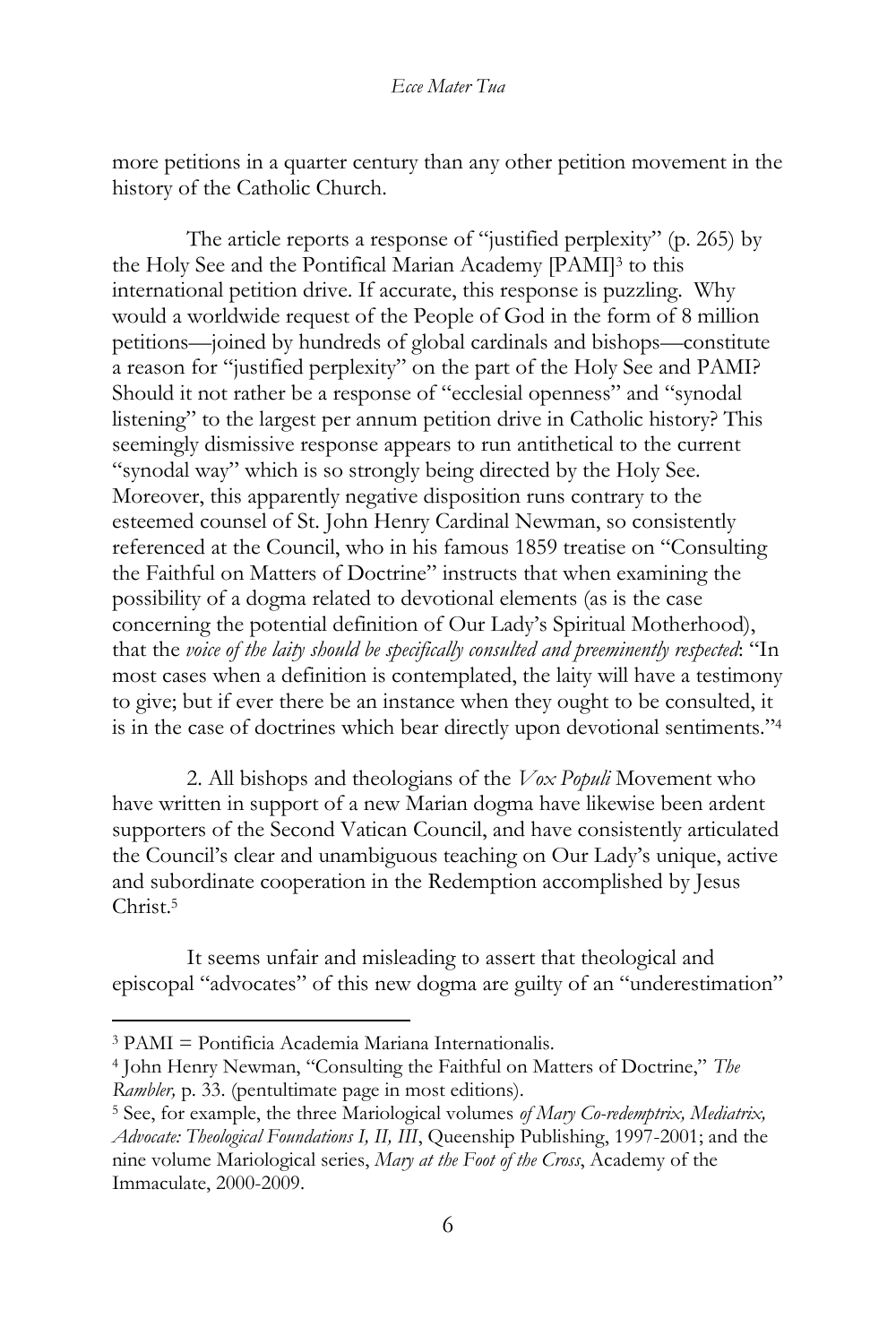more petitions in a quarter century than any other petition movement in the history of the Catholic Church.

The article reports a response of "justified perplexity" (p. 265) by the Holy See and the Pontifical Marian Academy [PAMI][3] to this international petition drive. If accurate, this response is puzzling. Why would a worldwide request of the People of God in the form of 8 million petitions—joined by hundreds of global cardinals and bishops—constitute a reason for "justified perplexity" on the part of the Holy See and PAMI? Should it not rather be a response of "ecclesial openness" and "synodal listening" to the largest per annum petition drive in Catholic history? This seemingly dismissive response appears to run antithetical to the current "synodal way" which is so strongly being directed by the Holy See. Moreover, this apparently negative disposition runs contrary to the esteemed counsel of St. John Henry Cardinal Newman, so consistently referenced at the Council, who in his famous 1859 treatise on "Consulting the Faithful on Matters of Doctrine" instructs that when examining the possibility of a dogma related to devotional elements (as is the case concerning the potential definition of Our Lady's Spiritual Motherhood), that the *voice of the laity should be specifically consulted and preeminently respected*: "In most cases when a definition is contemplated, the laity will have a testimony to give; but if ever there be an instance when they ought to be consulted, it is in the case of doctrines which bear directly upon devotional sentiments."[4]

2. All bishops and theologians of the *Vox Populi* Movement who have written in support of a new Marian dogma have likewise been ardent supporters of the Second Vatican Council, and have consistently articulated the Council's clear and unambiguous teaching on Our Lady's unique, active and subordinate cooperation in the Redemption accomplished by Jesus Christ.[5]

It seems unfair and misleading to assert that theological and episcopal "advocates" of this new dogma are guilty of an "underestimation"

---

[3] PAMI = Pontificia Academia Mariana Internationalis.

[4] John Henry Newman, "Consulting the Faithful on Matters of Doctrine," *The Rambler,* p. 33. (pentultimate page in most editions).

[5] See, for example, the three Mariological volumes *of Mary Co-redemptrix, Mediatrix, Advocate: Theological Foundations I, II, III*, Queenship Publishing, 1997-2001; and the nine volume Mariological series, *Mary at the Foot of the Cross*, Academy of the Immaculate, 2000-2009.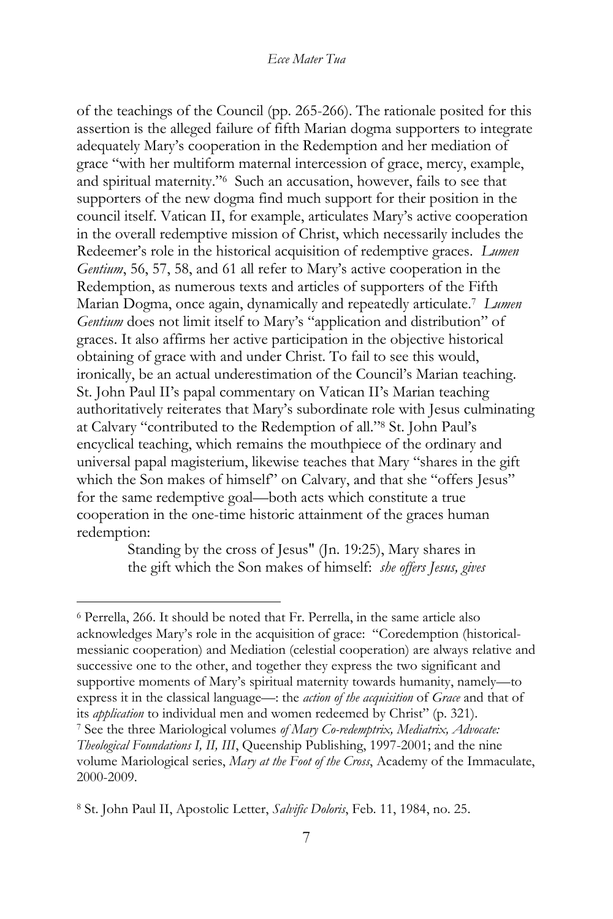of the teachings of the Council (pp. 265-266). The rationale posited for this assertion is the alleged failure of fifth Marian dogma supporters to integrate adequately Mary's cooperation in the Redemption and her mediation of grace "with her multiform maternal intercession of grace, mercy, example, and spiritual maternity."[6] Such an accusation, however, fails to see that supporters of the new dogma find much support for their position in the council itself. Vatican II, for example, articulates Mary's active cooperation in the overall redemptive mission of Christ, which necessarily includes the Redeemer's role in the historical acquisition of redemptive graces. *Lumen Gentium*, 56, 57, 58, and 61 all refer to Mary's active cooperation in the Redemption, as numerous texts and articles of supporters of the Fifth Marian Dogma, once again, dynamically and repeatedly articulate.[7] *Lumen Gentium* does not limit itself to Mary's "application and distribution" of graces. It also affirms her active participation in the objective historical obtaining of grace with and under Christ. To fail to see this would, ironically, be an actual underestimation of the Council's Marian teaching. St. John Paul II's papal commentary on Vatican II's Marian teaching authoritatively reiterates that Mary's subordinate role with Jesus culminating at Calvary "contributed to the Redemption of all."[8] St. John Paul's encyclical teaching, which remains the mouthpiece of the ordinary and universal papal magisterium, likewise teaches that Mary "shares in the gift which the Son makes of himself" on Calvary, and that she "offers Jesus" for the same redemptive goal—both acts which constitute a true cooperation in the one-time historic attainment of the graces human redemption:

> Standing by the cross of Jesus" (Jn. 19:25), Mary shares in the gift which the Son makes of himself: *she offers Jesus, gives*

---

[6] Perrella, 266. It should be noted that Fr. Perrella, in the same article also acknowledges Mary's role in the acquisition of grace: "Coredemption (historical-messianic cooperation) and Mediation (celestial cooperation) are always relative and successive one to the other, and together they express the two significant and supportive moments of Mary's spiritual maternity towards humanity, namely—to express it in the classical language—: the *action of the acquisition* of *Grace* and that of its *application* to individual men and women redeemed by Christ" (p. 321).

[7] See the three Mariological volumes *of Mary Co-redemptrix, Mediatrix, Advocate: Theological Foundations I, II, III*, Queenship Publishing, 1997-2001; and the nine volume Mariological series, *Mary at the Foot of the Cross*, Academy of the Immaculate, 2000-2009.

[8] St. John Paul II, Apostolic Letter, *Salvific Doloris*, Feb. 11, 1984, no. 25.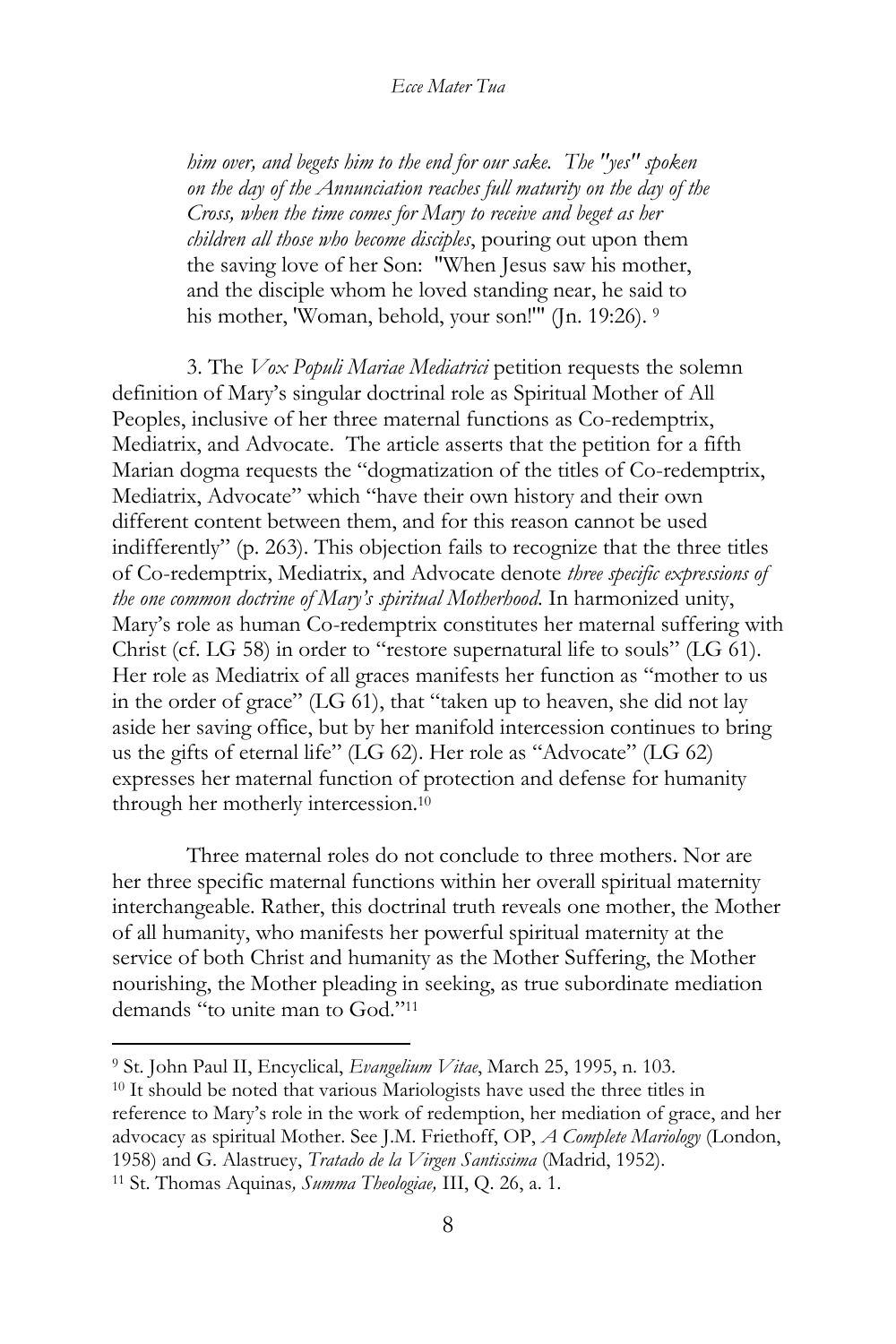*him over, and begets him to the end for our sake. The "yes" spoken on the day of the Annunciation reaches full maturity on the day of the Cross, when the time comes for Mary to receive and beget as her children all those who become disciples*, pouring out upon them the saving love of her Son: "When Jesus saw his mother, and the disciple whom he loved standing near, he said to his mother, 'Woman, behold, your son!'" (Jn. 19:26). [9]

3. The *Vox Populi Mariae Mediatrici* petition requests the solemn definition of Mary's singular doctrinal role as Spiritual Mother of All Peoples, inclusive of her three maternal functions as Co-redemptrix, Mediatrix, and Advocate. The article asserts that the petition for a fifth Marian dogma requests the "dogmatization of the titles of Co-redemptrix, Mediatrix, Advocate" which "have their own history and their own different content between them, and for this reason cannot be used indifferently" (p. 263). This objection fails to recognize that the three titles of Co-redemptrix, Mediatrix, and Advocate denote *three specific expressions of the one common doctrine of Mary's spiritual Motherhood*. In harmonized unity, Mary's role as human Co-redemptrix constitutes her maternal suffering with Christ (cf. LG 58) in order to "restore supernatural life to souls" (LG 61). Her role as Mediatrix of all graces manifests her function as "mother to us in the order of grace" (LG 61), that "taken up to heaven, she did not lay aside her saving office, but by her manifold intercession continues to bring us the gifts of eternal life" (LG 62). Her role as "Advocate" (LG 62) expresses her maternal function of protection and defense for humanity through her motherly intercession.[10]

Three maternal roles do not conclude to three mothers. Nor are her three specific maternal functions within her overall spiritual maternity interchangeable. Rather, this doctrinal truth reveals one mother, the Mother of all humanity, who manifests her powerful spiritual maternity at the service of both Christ and humanity as the Mother Suffering, the Mother nourishing, the Mother pleading in seeking, as true subordinate mediation demands "to unite man to God."[11]

---

[9] St. John Paul II, Encyclical, *Evangelium Vitae*, March 25, 1995, n. 103.

[10] It should be noted that various Mariologists have used the three titles in reference to Mary's role in the work of redemption, her mediation of grace, and her advocacy as spiritual Mother. See J.M. Friethoff, OP, *A Complete Mariology* (London, 1958) and G. Alastruey, *Tratado de la Virgen Santissima* (Madrid, 1952).

[11] St. Thomas Aquinas*, Summa Theologiae,* III, Q. 26, a. 1.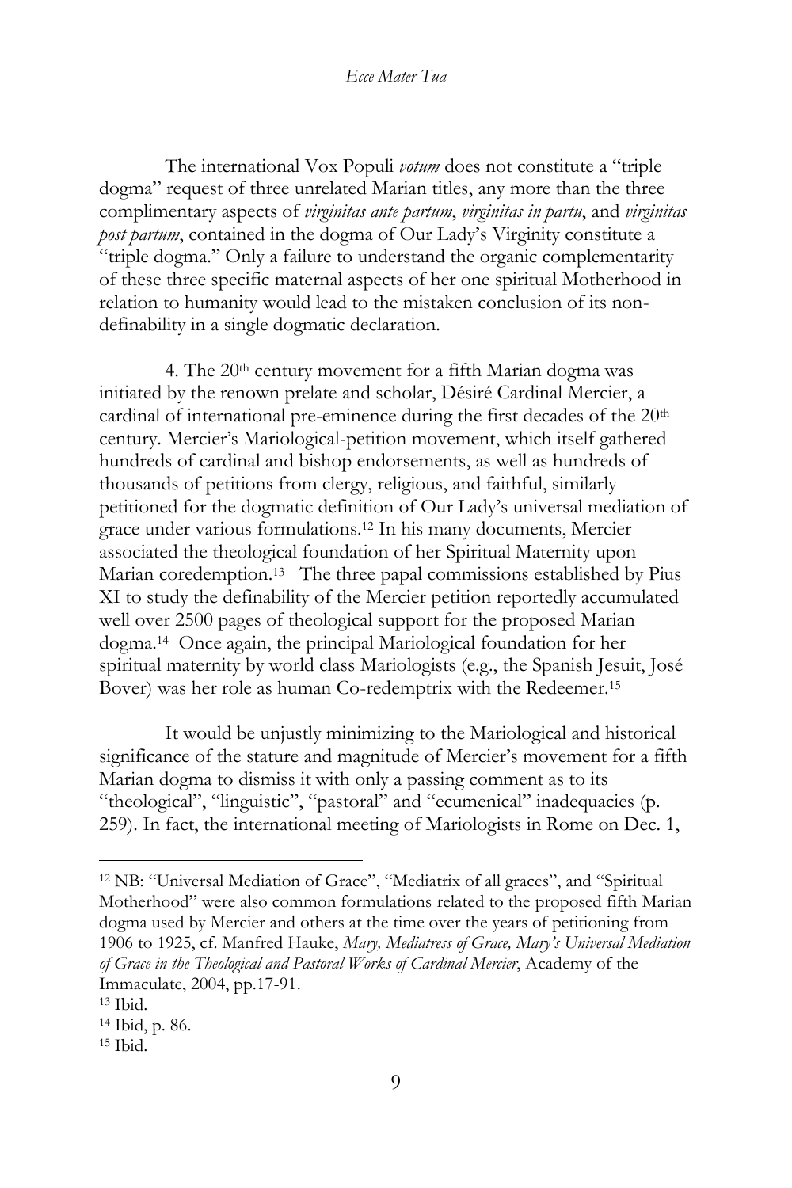The international Vox Populi *votum* does not constitute a "triple dogma" request of three unrelated Marian titles, any more than the three complimentary aspects of *virginitas ante partum*, *virginitas in partu*, and *virginitas post partum*, contained in the dogma of Our Lady's Virginity constitute a "triple dogma." Only a failure to understand the organic complementarity of these three specific maternal aspects of her one spiritual Motherhood in relation to humanity would lead to the mistaken conclusion of its non-definability in a single dogmatic declaration.

4. The 20th century movement for a fifth Marian dogma was initiated by the renown prelate and scholar, Désiré Cardinal Mercier, a cardinal of international pre-eminence during the first decades of the 20th century. Mercier's Mariological-petition movement, which itself gathered hundreds of cardinal and bishop endorsements, as well as hundreds of thousands of petitions from clergy, religious, and faithful, similarly petitioned for the dogmatic definition of Our Lady's universal mediation of grace under various formulations.[12] In his many documents, Mercier associated the theological foundation of her Spiritual Maternity upon Marian coredemption.[13] The three papal commissions established by Pius XI to study the definability of the Mercier petition reportedly accumulated well over 2500 pages of theological support for the proposed Marian dogma.[14] Once again, the principal Mariological foundation for her spiritual maternity by world class Mariologists (e.g., the Spanish Jesuit, José Bover) was her role as human Co-redemptrix with the Redeemer.[15]

It would be unjustly minimizing to the Mariological and historical significance of the stature and magnitude of Mercier's movement for a fifth Marian dogma to dismiss it with only a passing comment as to its "theological", "linguistic", "pastoral" and "ecumenical" inadequacies (p. 259). In fact, the international meeting of Mariologists in Rome on Dec. 1,

---

[12] NB: "Universal Mediation of Grace", "Mediatrix of all graces", and "Spiritual Motherhood" were also common formulations related to the proposed fifth Marian dogma used by Mercier and others at the time over the years of petitioning from 1906 to 1925, cf. Manfred Hauke, *Mary, Mediatress of Grace, Mary's Universal Mediation of Grace in the Theological and Pastoral Works of Cardinal Mercier*, Academy of the Immaculate, 2004, pp.17-91.

[13] Ibid.

[14] Ibid, p. 86.

[15] Ibid.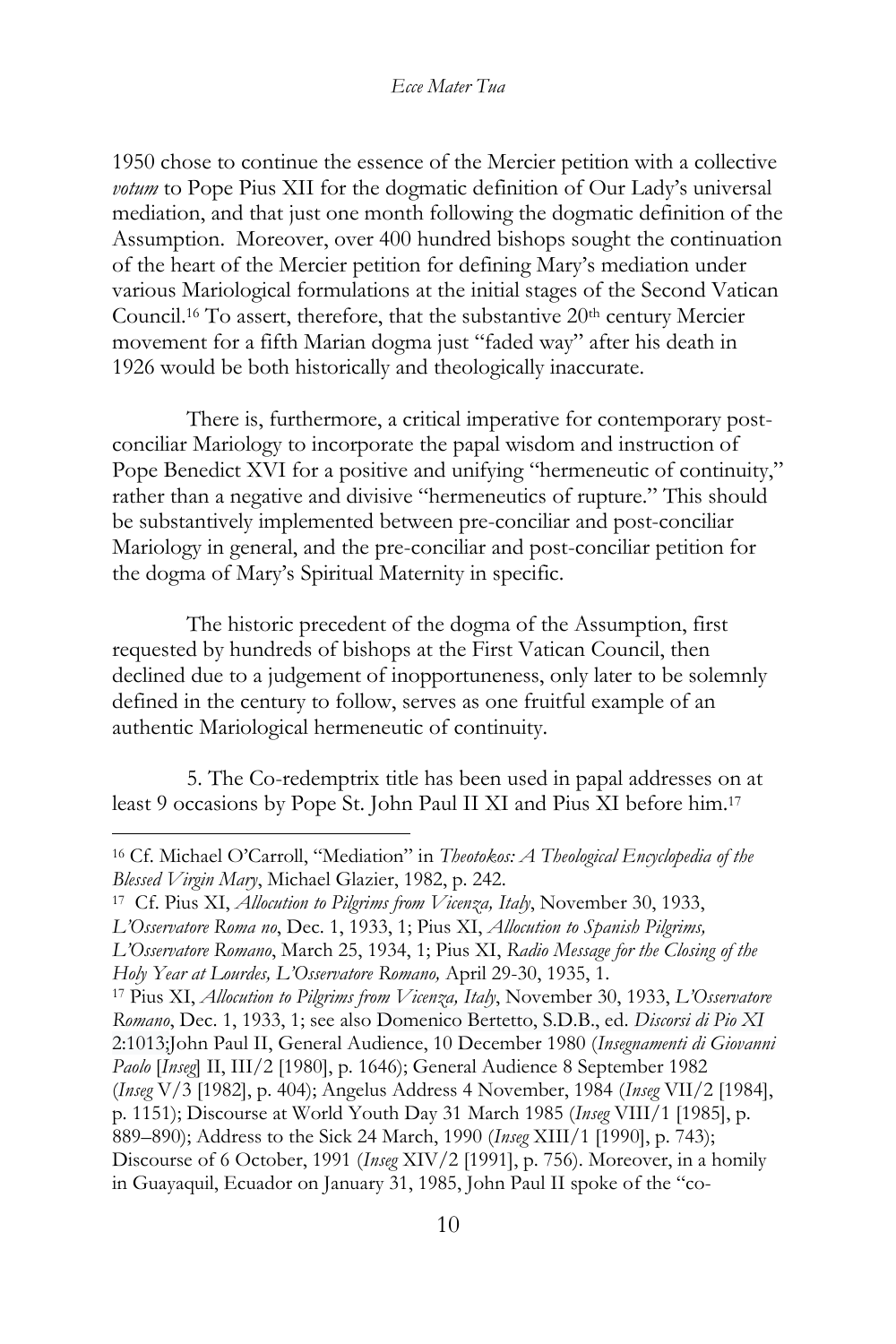1950 chose to continue the essence of the Mercier petition with a collective *votum* to Pope Pius XII for the dogmatic definition of Our Lady's universal mediation, and that just one month following the dogmatic definition of the Assumption. Moreover, over 400 hundred bishops sought the continuation of the heart of the Mercier petition for defining Mary's mediation under various Mariological formulations at the initial stages of the Second Vatican Council.[16] To assert, therefore, that the substantive 20th century Mercier movement for a fifth Marian dogma just "faded way" after his death in 1926 would be both historically and theologically inaccurate.

There is, furthermore, a critical imperative for contemporary post-conciliar Mariology to incorporate the papal wisdom and instruction of Pope Benedict XVI for a positive and unifying "hermeneutic of continuity," rather than a negative and divisive "hermeneutics of rupture." This should be substantively implemented between pre-conciliar and post-conciliar Mariology in general, and the pre-conciliar and post-conciliar petition for the dogma of Mary's Spiritual Maternity in specific.

The historic precedent of the dogma of the Assumption, first requested by hundreds of bishops at the First Vatican Council, then declined due to a judgement of inopportuneness, only later to be solemnly defined in the century to follow, serves as one fruitful example of an authentic Mariological hermeneutic of continuity.

5. The Co-redemptrix title has been used in papal addresses on at least 9 occasions by Pope St. John Paul II XI and Pius XI before him.[17]

---

[16] Cf. Michael O'Carroll, "Mediation" in *Theotokos: A Theological Encyclopedia of the Blessed Virgin Mary*, Michael Glazier, 1982, p. 242.

[17] Cf. Pius XI, *Allocution to Pilgrims from Vicenza, Italy*, November 30, 1933, *L'Osservatore Roma no*, Dec. 1, 1933, 1; Pius XI, *Allocution to Spanish Pilgrims, L'Osservatore Romano*, March 25, 1934, 1; Pius XI, *Radio Message for the Closing of the Holy Year at Lourdes, L'Osservatore Romano,* April 29-30, 1935, 1.

[17] Pius XI, *Allocution to Pilgrims from Vicenza, Italy*, November 30, 1933, *L'Osservatore Romano*, Dec. 1, 1933, 1; see also Domenico Bertetto, S.D.B., ed. *Discorsi di Pio XI* 2:1013;John Paul II, General Audience, 10 December 1980 (*Insegnamenti di Giovanni Paolo* [*Inseg*] II, III/2 [1980], p. 1646); General Audience 8 September 1982 (*Inseg* V/3 [1982], p. 404); Angelus Address 4 November, 1984 (*Inseg* VII/2 [1984], p. 1151); Discourse at World Youth Day 31 March 1985 (*Inseg* VIII/1 [1985], p. 889–890); Address to the Sick 24 March, 1990 (*Inseg* XIII/1 [1990], p. 743); Discourse of 6 October, 1991 (*Inseg* XIV/2 [1991], p. 756). Moreover, in a homily in Guayaquil, Ecuador on January 31, 1985, John Paul II spoke of the "co-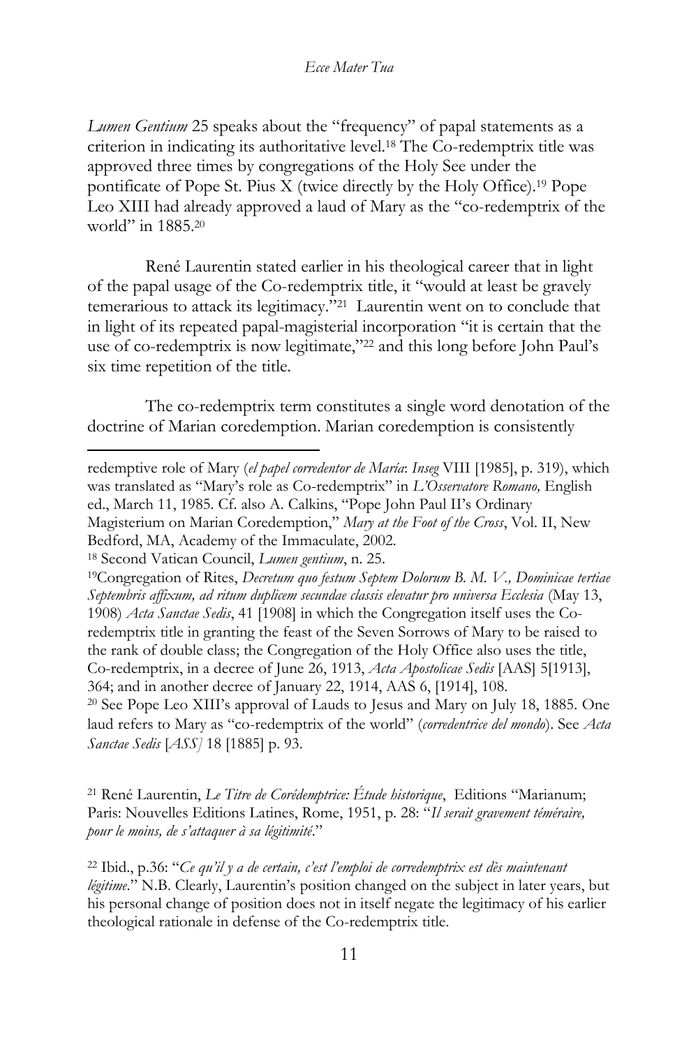*Lumen Gentium* 25 speaks about the "frequency" of papal statements as a criterion in indicating its authoritative level.[18] The Co-redemptrix title was approved three times by congregations of the Holy See under the pontificate of Pope St. Pius X (twice directly by the Holy Office).[19] Pope Leo XIII had already approved a laud of Mary as the "co-redemptrix of the world" in 1885.[20]

René Laurentin stated earlier in his theological career that in light of the papal usage of the Co-redemptrix title, it "would at least be gravely temerarious to attack its legitimacy."[21] Laurentin went on to conclude that in light of its repeated papal-magisterial incorporation "it is certain that the use of co-redemptrix is now legitimate,"[22] and this long before John Paul's six time repetition of the title.

The co-redemptrix term constitutes a single word denotation of the doctrine of Marian coredemption. Marian coredemption is consistently

---

redemptive role of Mary (*el papel corredentor de María*: *Inseg* VIII [1985], p. 319), which was translated as "Mary's role as Co-redemptrix" in *L'Osservatore Romano,* English ed., March 11, 1985. Cf. also A. Calkins, "Pope John Paul II's Ordinary Magisterium on Marian Coredemption," *Mary at the Foot of the Cross*, Vol. II, New Bedford, MA, Academy of the Immaculate, 2002.

[18] Second Vatican Council, *Lumen gentium*, n. 25.

[19] Congregation of Rites, *Decretum quo festum Septem Dolorum B. M. V., Dominicae tertiae Septembris affixum, ad ritum duplicem secundae classis elevatur pro universa Ecclesia* (May 13, 1908) *Acta Sanctae Sedis*, 41 [1908] in which the Congregation itself uses the Co-redemptrix title in granting the feast of the Seven Sorrows of Mary to be raised to the rank of double class; the Congregation of the Holy Office also uses the title, Co-redemptrix, in a decree of June 26, 1913, *Acta Apostolicae Sedis* [AAS] 5[1913], 364; and in another decree of January 22, 1914, AAS 6, [1914], 108.

[20] See Pope Leo XIII's approval of Lauds to Jesus and Mary on July 18, 1885. One laud refers to Mary as "co-redemptrix of the world" (*corredentrice del mondo*). See *Acta Sanctae Sedis* [*ASS*] 18 [1885] p. 93.

[21] René Laurentin, *Le Titre de Corédemptrice: Étude historique*, Editions "Marianum; Paris: Nouvelles Editions Latines, Rome, 1951, p. 28: "*Il serait gravement téméraire, pour le moins, de s'attaquer à sa légitimité*."

[22] Ibid., p.36: "*Ce qu'il y a de certain, c'est l'emploi de corredemptrix est dès maintenant légitime*." N.B. Clearly, Laurentin's position changed on the subject in later years, but his personal change of position does not in itself negate the legitimacy of his earlier theological rationale in defense of the Co-redemptrix title.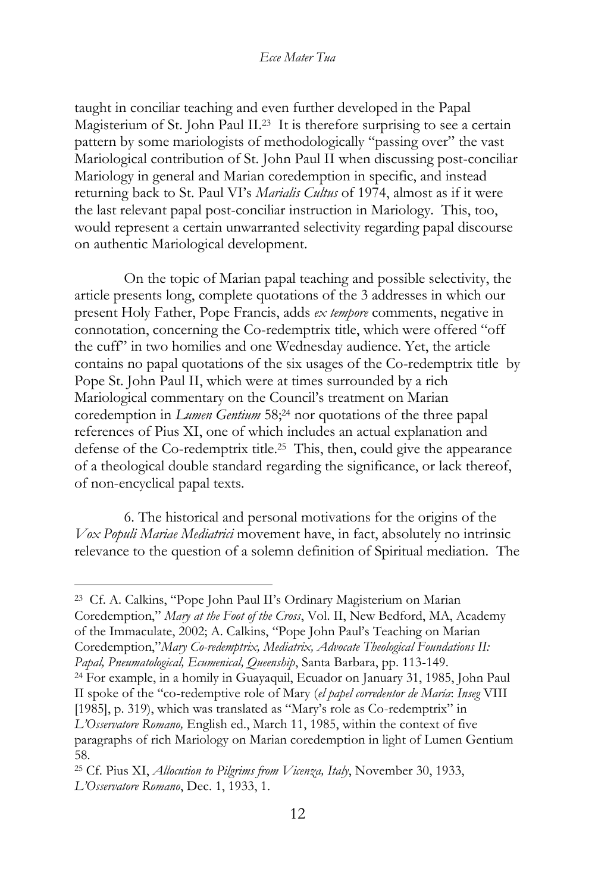taught in conciliar teaching and even further developed in the Papal Magisterium of St. John Paul II.[23] It is therefore surprising to see a certain pattern by some mariologists of methodologically "passing over" the vast Mariological contribution of St. John Paul II when discussing post-conciliar Mariology in general and Marian coredemption in specific, and instead returning back to St. Paul VI's *Marialis Cultus* of 1974, almost as if it were the last relevant papal post-conciliar instruction in Mariology. This, too, would represent a certain unwarranted selectivity regarding papal discourse on authentic Mariological development.

On the topic of Marian papal teaching and possible selectivity, the article presents long, complete quotations of the 3 addresses in which our present Holy Father, Pope Francis, adds *ex tempore* comments, negative in connotation, concerning the Co-redemptrix title, which were offered "off the cuff" in two homilies and one Wednesday audience. Yet, the article contains no papal quotations of the six usages of the Co-redemptrix title by Pope St. John Paul II, which were at times surrounded by a rich Mariological commentary on the Council's treatment on Marian coredemption in *Lumen Gentium* 58;[24] nor quotations of the three papal references of Pius XI, one of which includes an actual explanation and defense of the Co-redemptrix title.[25] This, then, could give the appearance of a theological double standard regarding the significance, or lack thereof, of non-encyclical papal texts.

6. The historical and personal motivations for the origins of the *Vox Populi Mariae Mediatrici* movement have, in fact, absolutely no intrinsic relevance to the question of a solemn definition of Spiritual mediation. The

---

[23] Cf. A. Calkins, "Pope John Paul II's Ordinary Magisterium on Marian Coredemption," *Mary at the Foot of the Cross*, Vol. II, New Bedford, MA, Academy of the Immaculate, 2002; A. Calkins, "Pope John Paul's Teaching on Marian Coredemption,"*Mary Co-redemptrix, Mediatrix, Advocate Theological Foundations II: Papal, Pneumatological, Ecumenical, Queenship*, Santa Barbara, pp. 113-149.

[24] For example, in a homily in Guayaquil, Ecuador on January 31, 1985, John Paul II spoke of the "co-redemptive role of Mary (*el papel corredentor de María*: *Inseg* VIII [1985], p. 319), which was translated as "Mary's role as Co-redemptrix" in *L'Osservatore Romano,* English ed., March 11, 1985, within the context of five paragraphs of rich Mariology on Marian coredemption in light of Lumen Gentium 58.

[25] Cf. Pius XI, *Allocution to Pilgrims from Vicenza, Italy*, November 30, 1933, *L'Osservatore Romano*, Dec. 1, 1933, 1.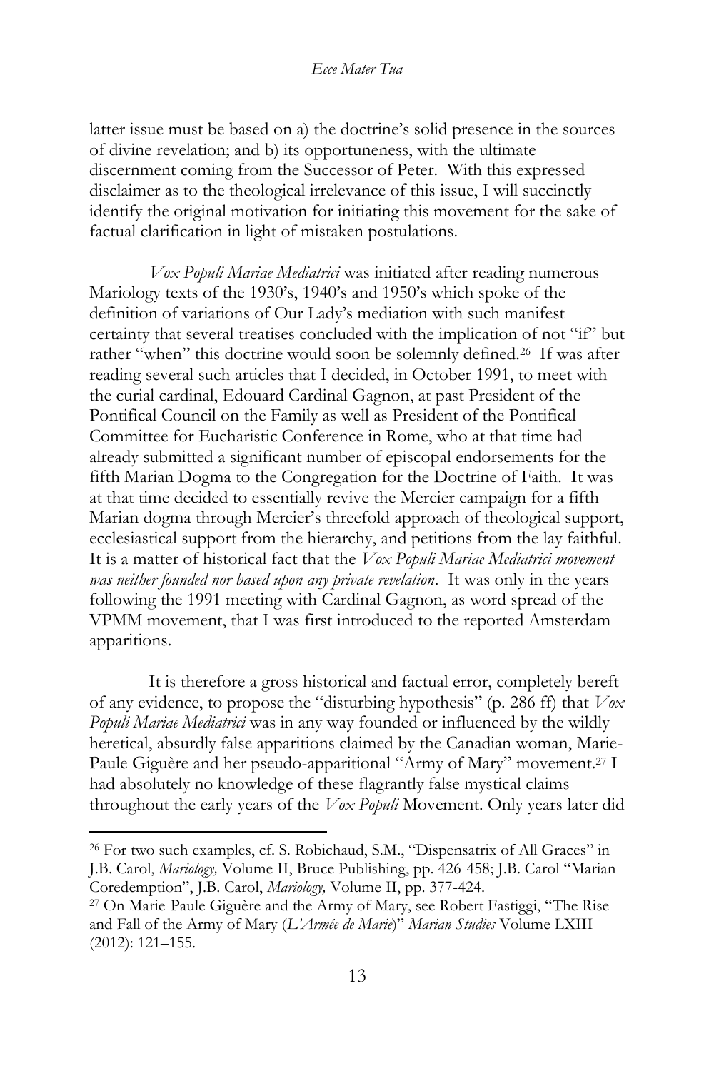latter issue must be based on a) the doctrine's solid presence in the sources of divine revelation; and b) its opportuneness, with the ultimate discernment coming from the Successor of Peter. With this expressed disclaimer as to the theological irrelevance of this issue, I will succinctly identify the original motivation for initiating this movement for the sake of factual clarification in light of mistaken postulations.

*Vox Populi Mariae Mediatrici* was initiated after reading numerous Mariology texts of the 1930's, 1940's and 1950's which spoke of the definition of variations of Our Lady's mediation with such manifest certainty that several treatises concluded with the implication of not "if" but rather "when" this doctrine would soon be solemnly defined.[26] If was after reading several such articles that I decided, in October 1991, to meet with the curial cardinal, Edouard Cardinal Gagnon, at past President of the Pontifical Council on the Family as well as President of the Pontifical Committee for Eucharistic Conference in Rome, who at that time had already submitted a significant number of episcopal endorsements for the fifth Marian Dogma to the Congregation for the Doctrine of Faith. It was at that time decided to essentially revive the Mercier campaign for a fifth Marian dogma through Mercier's threefold approach of theological support, ecclesiastical support from the hierarchy, and petitions from the lay faithful. It is a matter of historical fact that the *Vox Populi Mariae Mediatrici movement was neither founded nor based upon any private revelation*. It was only in the years following the 1991 meeting with Cardinal Gagnon, as word spread of the VPMM movement, that I was first introduced to the reported Amsterdam apparitions.

It is therefore a gross historical and factual error, completely bereft of any evidence, to propose the "disturbing hypothesis" (p. 286 ff) that *Vox Populi Mariae Mediatrici* was in any way founded or influenced by the wildly heretical, absurdly false apparitions claimed by the Canadian woman, Marie-Paule Giguère and her pseudo-apparitional "Army of Mary" movement.[27] I had absolutely no knowledge of these flagrantly false mystical claims throughout the early years of the *Vox Populi* Movement. Only years later did

---

[26] For two such examples, cf. S. Robichaud, S.M., "Dispensatrix of All Graces" in J.B. Carol, *Mariology,* Volume II, Bruce Publishing, pp. 426-458; J.B. Carol "Marian Coredemption", J.B. Carol, *Mariology,* Volume II, pp. 377-424.

[27] On Marie-Paule Giguère and the Army of Mary, see Robert Fastiggi, "The Rise and Fall of the Army of Mary (*L'Armée de Marie*)" *Marian Studies* Volume LXIII (2012): 121–155.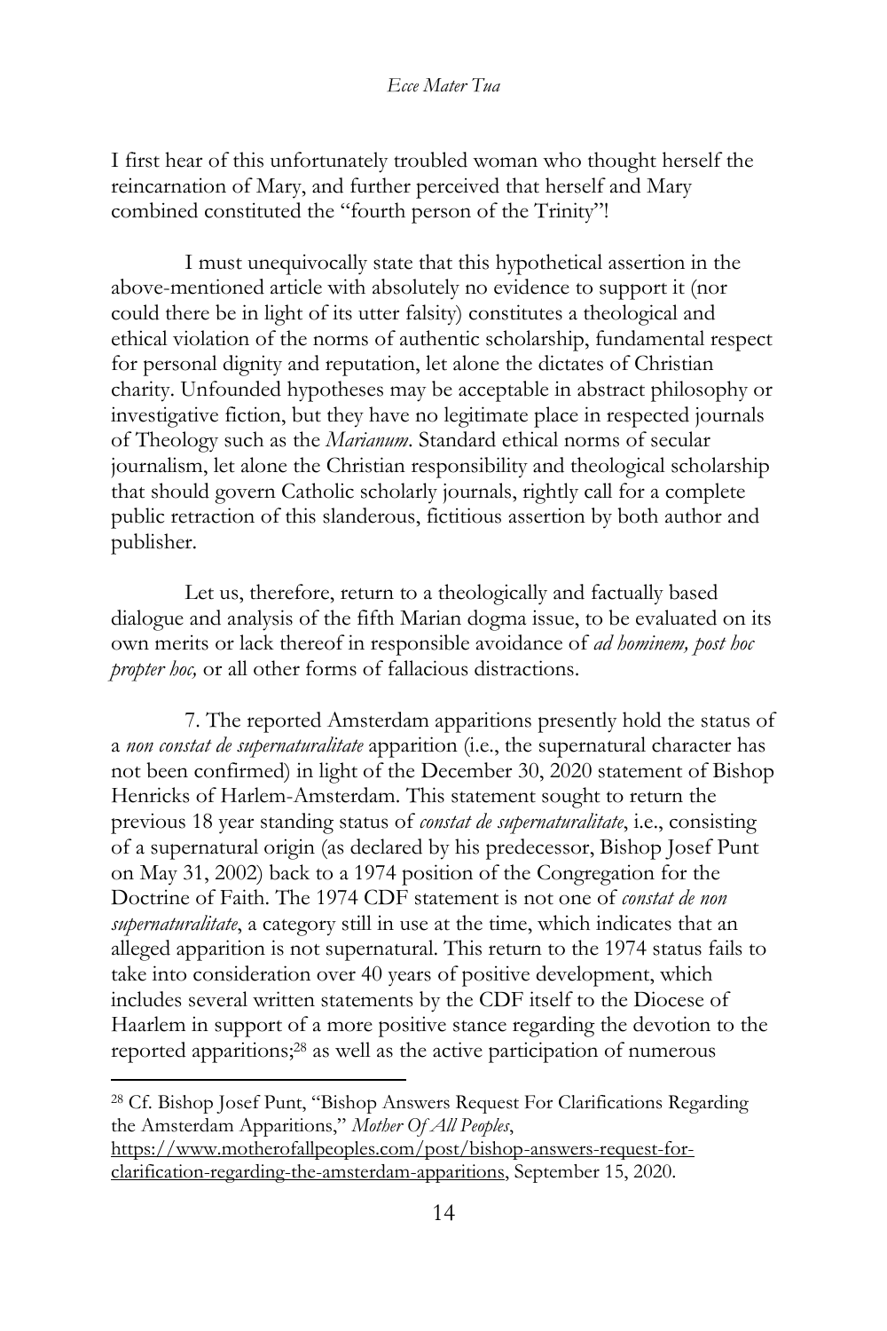I first hear of this unfortunately troubled woman who thought herself the reincarnation of Mary, and further perceived that herself and Mary combined constituted the "fourth person of the Trinity"!

I must unequivocally state that this hypothetical assertion in the above-mentioned article with absolutely no evidence to support it (nor could there be in light of its utter falsity) constitutes a theological and ethical violation of the norms of authentic scholarship, fundamental respect for personal dignity and reputation, let alone the dictates of Christian charity. Unfounded hypotheses may be acceptable in abstract philosophy or investigative fiction, but they have no legitimate place in respected journals of Theology such as the *Marianum*. Standard ethical norms of secular journalism, let alone the Christian responsibility and theological scholarship that should govern Catholic scholarly journals, rightly call for a complete public retraction of this slanderous, fictitious assertion by both author and publisher.

Let us, therefore, return to a theologically and factually based dialogue and analysis of the fifth Marian dogma issue, to be evaluated on its own merits or lack thereof in responsible avoidance of *ad hominem, post hoc propter hoc,* or all other forms of fallacious distractions.

7. The reported Amsterdam apparitions presently hold the status of a *non constat de supernaturalitate* apparition (i.e., the supernatural character has not been confirmed) in light of the December 30, 2020 statement of Bishop Henricks of Harlem-Amsterdam. This statement sought to return the previous 18 year standing status of *constat de supernaturalitate*, i.e., consisting of a supernatural origin (as declared by his predecessor, Bishop Josef Punt on May 31, 2002) back to a 1974 position of the Congregation for the Doctrine of Faith. The 1974 CDF statement is not one of *constat de non supernaturalitate*, a category still in use at the time, which indicates that an alleged apparition is not supernatural. This return to the 1974 status fails to take into consideration over 40 years of positive development, which includes several written statements by the CDF itself to the Diocese of Haarlem in support of a more positive stance regarding the devotion to the reported apparitions;[28] as well as the active participation of numerous

[28] Cf. Bishop Josef Punt, "Bishop Answers Request For Clarifications Regarding the Amsterdam Apparitions," *Mother Of All Peoples*, https://www.motherofallpeoples.com/post/bishop-answers-request-for-clarification-regarding-the-amsterdam-apparitions, September 15, 2020.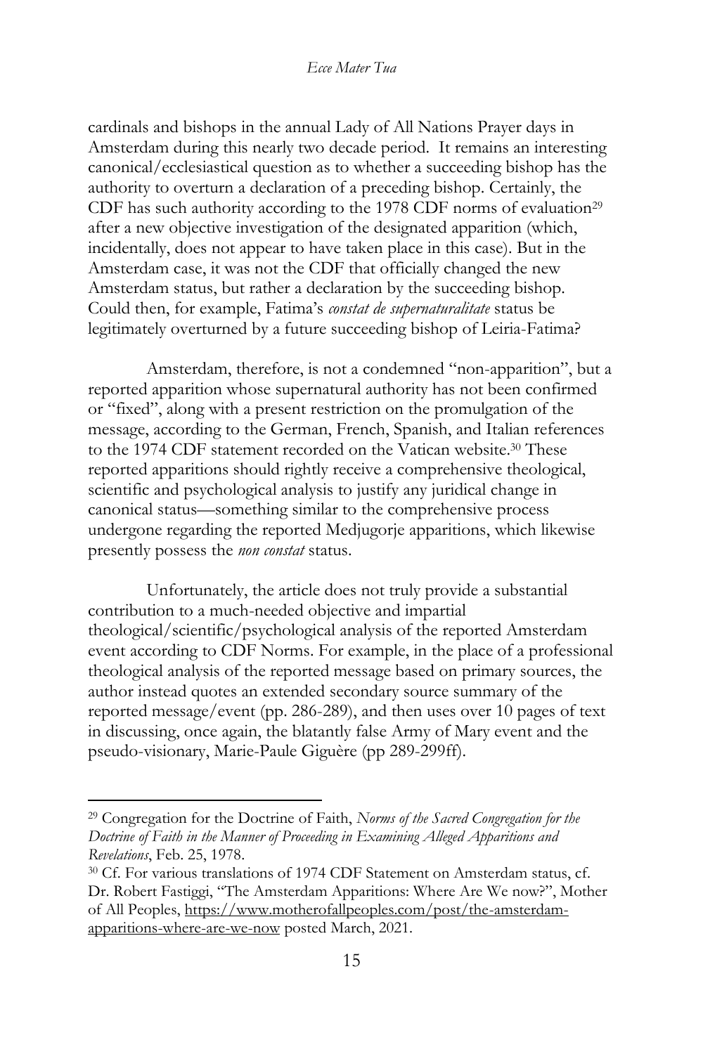cardinals and bishops in the annual Lady of All Nations Prayer days in Amsterdam during this nearly two decade period. It remains an interesting canonical/ecclesiastical question as to whether a succeeding bishop has the authority to overturn a declaration of a preceding bishop. Certainly, the CDF has such authority according to the 1978 CDF norms of evaluation[29] after a new objective investigation of the designated apparition (which, incidentally, does not appear to have taken place in this case). But in the Amsterdam case, it was not the CDF that officially changed the new Amsterdam status, but rather a declaration by the succeeding bishop. Could then, for example, Fatima's *constat de supernaturalitate* status be legitimately overturned by a future succeeding bishop of Leiria-Fatima?

Amsterdam, therefore, is not a condemned "non-apparition", but a reported apparition whose supernatural authority has not been confirmed or "fixed", along with a present restriction on the promulgation of the message, according to the German, French, Spanish, and Italian references to the 1974 CDF statement recorded on the Vatican website.[30] These reported apparitions should rightly receive a comprehensive theological, scientific and psychological analysis to justify any juridical change in canonical status—something similar to the comprehensive process undergone regarding the reported Medjugorje apparitions, which likewise presently possess the *non constat* status.

Unfortunately, the article does not truly provide a substantial contribution to a much-needed objective and impartial theological/scientific/psychological analysis of the reported Amsterdam event according to CDF Norms. For example, in the place of a professional theological analysis of the reported message based on primary sources, the author instead quotes an extended secondary source summary of the reported message/event (pp. 286-289), and then uses over 10 pages of text in discussing, once again, the blatantly false Army of Mary event and the pseudo-visionary, Marie-Paule Giguère (pp 289-299ff).

---

[29] Congregation for the Doctrine of Faith, *Norms of the Sacred Congregation for the Doctrine of Faith in the Manner of Proceeding in Examining Alleged Apparitions and Revelations*, Feb. 25, 1978.

[30] Cf. For various translations of 1974 CDF Statement on Amsterdam status, cf. Dr. Robert Fastiggi, "The Amsterdam Apparitions: Where Are We now?", Mother of All Peoples, https://www.motherofallpeoples.com/post/the-amsterdam-apparitions-where-are-we-now posted March, 2021.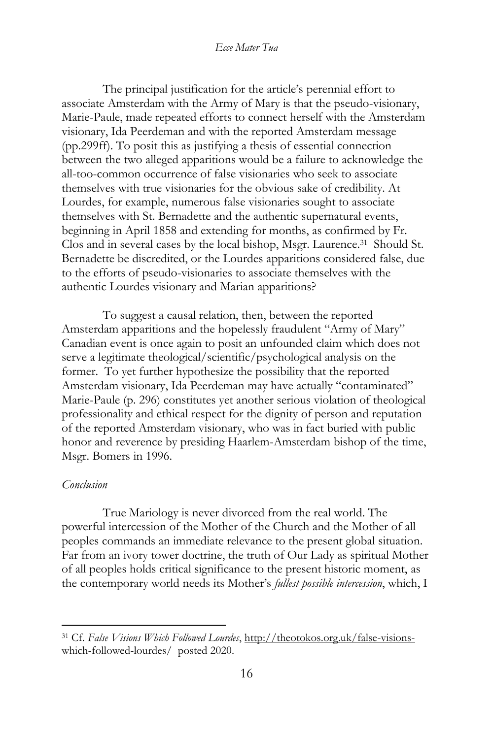The principal justification for the article's perennial effort to associate Amsterdam with the Army of Mary is that the pseudo-visionary, Marie-Paule, made repeated efforts to connect herself with the Amsterdam visionary, Ida Peerdeman and with the reported Amsterdam message (pp.299ff). To posit this as justifying a thesis of essential connection between the two alleged apparitions would be a failure to acknowledge the all-too-common occurrence of false visionaries who seek to associate themselves with true visionaries for the obvious sake of credibility. At Lourdes, for example, numerous false visionaries sought to associate themselves with St. Bernadette and the authentic supernatural events, beginning in April 1858 and extending for months, as confirmed by Fr. Clos and in several cases by the local bishop, Msgr. Laurence.[31] Should St. Bernadette be discredited, or the Lourdes apparitions considered false, due to the efforts of pseudo-visionaries to associate themselves with the authentic Lourdes visionary and Marian apparitions?

To suggest a causal relation, then, between the reported Amsterdam apparitions and the hopelessly fraudulent "Army of Mary" Canadian event is once again to posit an unfounded claim which does not serve a legitimate theological/scientific/psychological analysis on the former. To yet further hypothesize the possibility that the reported Amsterdam visionary, Ida Peerdeman may have actually "contaminated" Marie-Paule (p. 296) constitutes yet another serious violation of theological professionality and ethical respect for the dignity of person and reputation of the reported Amsterdam visionary, who was in fact buried with public honor and reverence by presiding Haarlem-Amsterdam bishop of the time, Msgr. Bomers in 1996.

*Conclusion*

True Mariology is never divorced from the real world. The powerful intercession of the Mother of the Church and the Mother of all peoples commands an immediate relevance to the present global situation. Far from an ivory tower doctrine, the truth of Our Lady as spiritual Mother of all peoples holds critical significance to the present historic moment, as the contemporary world needs its Mother's *fullest possible intercession*, which, I

---

[31] Cf. *False Visions Which Followed Lourdes*, http://theotokos.org.uk/false-visions-which-followed-lourdes/ posted 2020.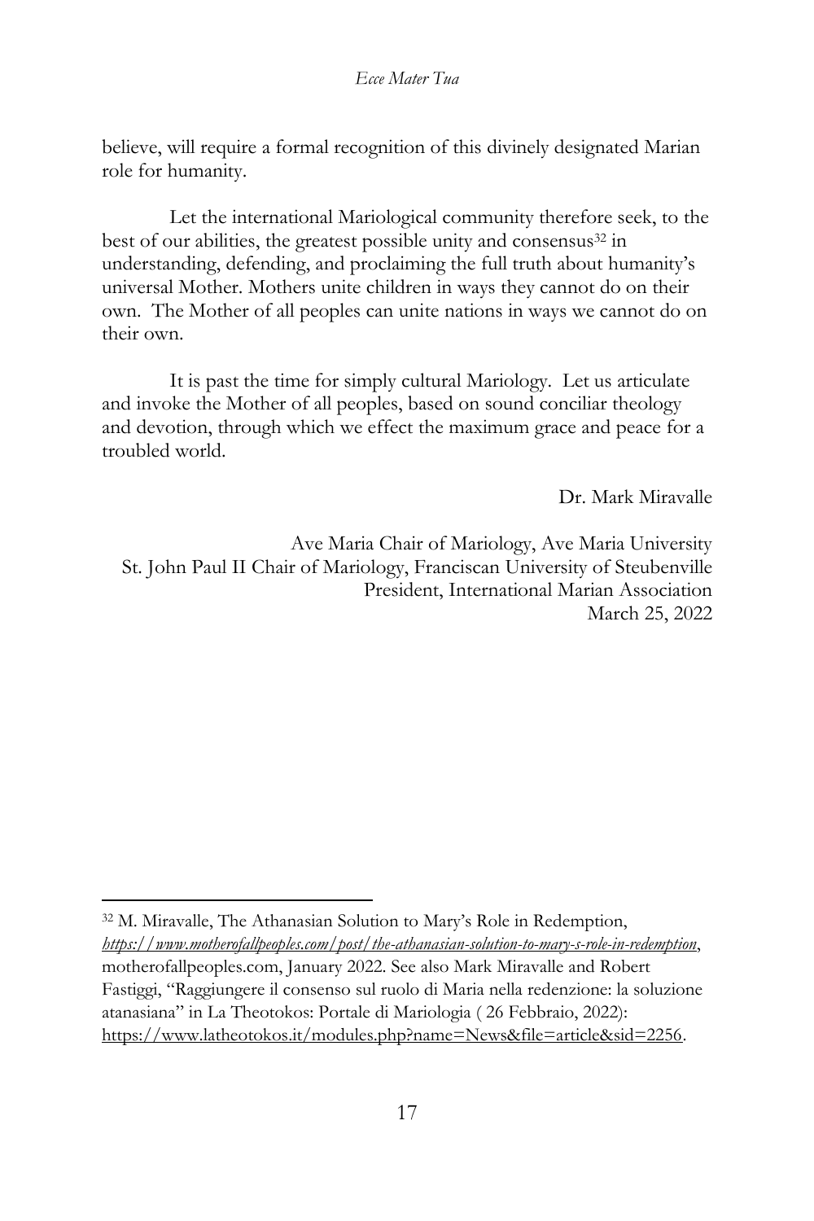believe, will require a formal recognition of this divinely designated Marian role for humanity.

Let the international Mariological community therefore seek, to the best of our abilities, the greatest possible unity and consensus[32] in understanding, defending, and proclaiming the full truth about humanity's universal Mother. Mothers unite children in ways they cannot do on their own. The Mother of all peoples can unite nations in ways we cannot do on their own.

It is past the time for simply cultural Mariology. Let us articulate and invoke the Mother of all peoples, based on sound conciliar theology and devotion, through which we effect the maximum grace and peace for a troubled world.

Dr. Mark Miravalle

Ave Maria Chair of Mariology, Ave Maria University
St. John Paul II Chair of Mariology, Franciscan University of Steubenville
President, International Marian Association
March 25, 2022

---

[32] M. Miravalle, The Athanasian Solution to Mary's Role in Redemption, *https://www.motherofallpeoples.com/post/the-athanasian-solution-to-mary-s-role-in-redemption*, motherofallpeoples.com, January 2022. See also Mark Miravalle and Robert Fastiggi, "Raggiungere il consenso sul ruolo di Maria nella redenzione: la soluzione atanasiana" in La Theotokos: Portale di Mariologia ( 26 Febbraio, 2022): https://www.latheotokos.it/modules.php?name=News&file=article&sid=2256.